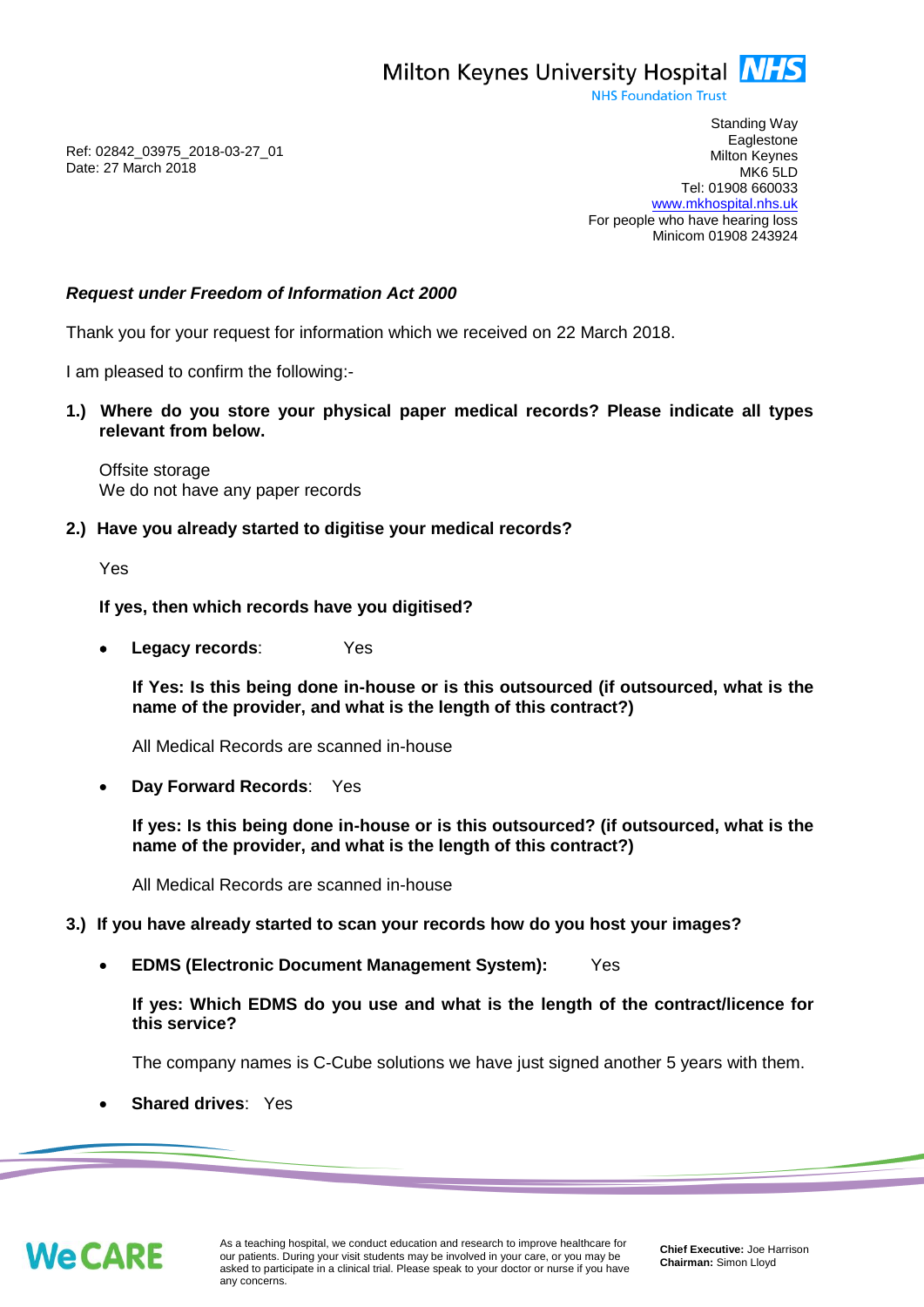Milton Keynes University Hospital NHS
NHS Foundation Trust

Ref: 02842_03975_2018-03-27_01
Date: 27 March 2018

Standing Way
Eaglestone
Milton Keynes
MK6 5LD
Tel: 01908 660033
www.mkhospital.nhs.uk
For people who have hearing loss
Minicom 01908 243924

***Request under Freedom of Information Act 2000***

Thank you for your request for information which we received on 22 March 2018.

I am pleased to confirm the following:-

**1.) Where do you store your physical paper medical records? Please indicate all types relevant from below.**

Offsite storage
We do not have any paper records

**2.) Have you already started to digitise your medical records?**

Yes

**If yes, then which records have you digitised?**

- **Legacy records**: Yes

  **If Yes: Is this being done in-house or is this outsourced (if outsourced, what is the name of the provider, and what is the length of this contract?)**

  All Medical Records are scanned in-house

- **Day Forward Records**: Yes

  **If yes: Is this being done in-house or is this outsourced? (if outsourced, what is the name of the provider, and what is the length of this contract?)**

  All Medical Records are scanned in-house

**3.) If you have already started to scan your records how do you host your images?**

- **EDMS (Electronic Document Management System):** Yes

  **If yes: Which EDMS do you use and what is the length of the contract/licence for this service?**

  The company names is C-Cube solutions we have just signed another 5 years with them.

- **Shared drives**: Yes

WeCARE

As a teaching hospital, we conduct education and research to improve healthcare for our patients. During your visit students may be involved in your care, or you may be asked to participate in a clinical trial. Please speak to your doctor or nurse if you have any concerns.

**Chief Executive:** Joe Harrison
**Chairman:** Simon Lloyd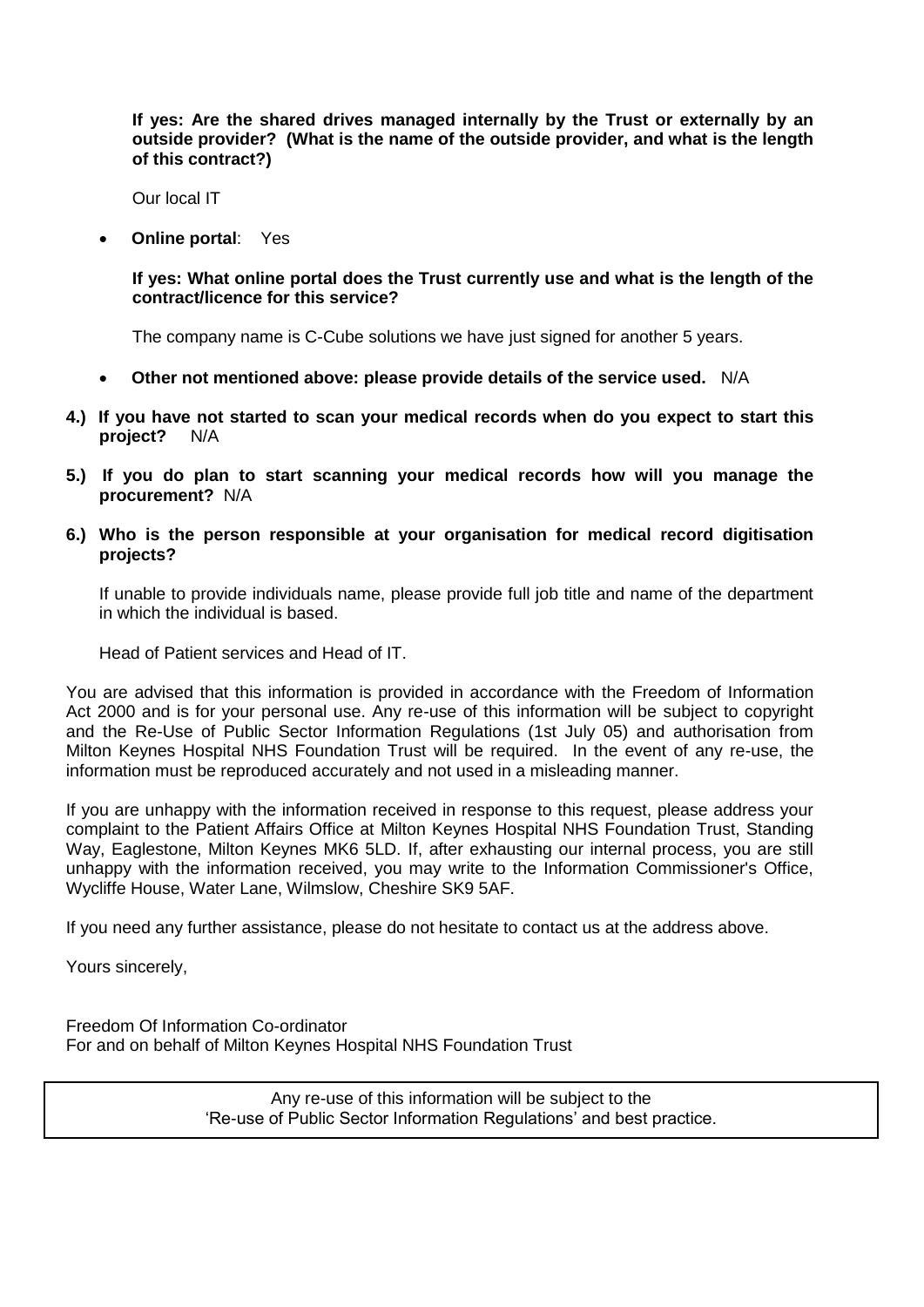**If yes: Are the shared drives managed internally by the Trust or externally by an outside provider? (What is the name of the outside provider, and what is the length of this contract?)**

Our local IT

- **Online portal**: Yes

  **If yes: What online portal does the Trust currently use and what is the length of the contract/licence for this service?**

  The company name is C-Cube solutions we have just signed for another 5 years.

- **Other not mentioned above: please provide details of the service used.** N/A

**4.) If you have not started to scan your medical records when do you expect to start this project?** N/A

**5.) If you do plan to start scanning your medical records how will you manage the procurement?** N/A

**6.) Who is the person responsible at your organisation for medical record digitisation projects?**

If unable to provide individuals name, please provide full job title and name of the department in which the individual is based.

Head of Patient services and Head of IT.

You are advised that this information is provided in accordance with the Freedom of Information Act 2000 and is for your personal use. Any re-use of this information will be subject to copyright and the Re-Use of Public Sector Information Regulations (1st July 05) and authorisation from Milton Keynes Hospital NHS Foundation Trust will be required. In the event of any re-use, the information must be reproduced accurately and not used in a misleading manner.

If you are unhappy with the information received in response to this request, please address your complaint to the Patient Affairs Office at Milton Keynes Hospital NHS Foundation Trust, Standing Way, Eaglestone, Milton Keynes MK6 5LD. If, after exhausting our internal process, you are still unhappy with the information received, you may write to the Information Commissioner's Office, Wycliffe House, Water Lane, Wilmslow, Cheshire SK9 5AF.

If you need any further assistance, please do not hesitate to contact us at the address above.

Yours sincerely,

Freedom Of Information Co-ordinator
For and on behalf of Milton Keynes Hospital NHS Foundation Trust

Any re-use of this information will be subject to the 'Re-use of Public Sector Information Regulations' and best practice.